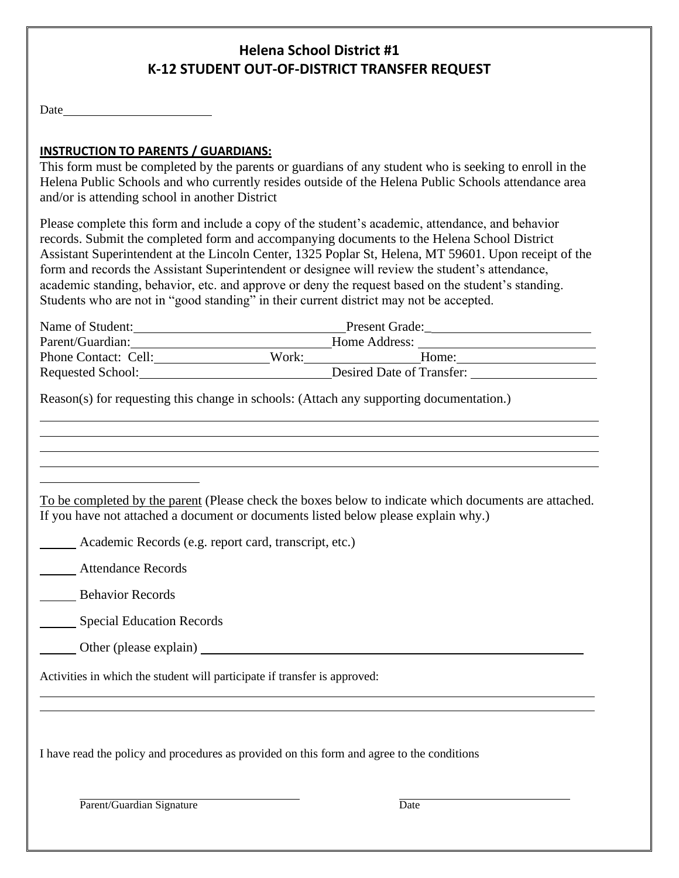# Helena School District #1
## K-12 STUDENT OUT-OF-DISTRICT TRANSFER REQUEST

Date________________________

**INSTRUCTION TO PARENTS / GUARDIANS:**

This form must be completed by the parents or guardians of any student who is seeking to enroll in the Helena Public Schools and who currently resides outside of the Helena Public Schools attendance area and/or is attending school in another District

Please complete this form and include a copy of the student's academic, attendance, and behavior records. Submit the completed form and accompanying documents to the Helena School District Assistant Superintendent at the Lincoln Center, 1325 Poplar St, Helena, MT 59601. Upon receipt of the form and records the Assistant Superintendent or designee will review the student's attendance, academic standing, behavior, etc. and approve or deny the request based on the student's standing. Students who are not in "good standing" in their current district may not be accepted.

Name of Student:______________________________ Present Grade:________________________

Parent/Guardian:______________________________ Home Address: ________________________

Phone Contact: Cell:________________ Work:________________ Home:____________________

Requested School:______________________________ Desired Date of Transfer: ________________

Reason(s) for requesting this change in schools: (Attach any supporting documentation.)

_____________________________________________________________________________

_____________________________________________________________________________

_____________________________________________________________________________

_____________________________________________________________________________

________________________

To be completed by the parent (Please check the boxes below to indicate which documents are attached. If you have not attached a document or documents listed below please explain why.)

_____ Academic Records (e.g. report card, transcript, etc.)

_____ Attendance Records

_____ Behavior Records

_____ Special Education Records

_____ Other (please explain) ____________________________________________________

Activities in which the student will participate if transfer is approved:

_____________________________________________________________________________

_____________________________________________________________________________

I have read the policy and procedures as provided on this form and agree to the conditions

______________________________ ______________________________

Parent/Guardian Signature Date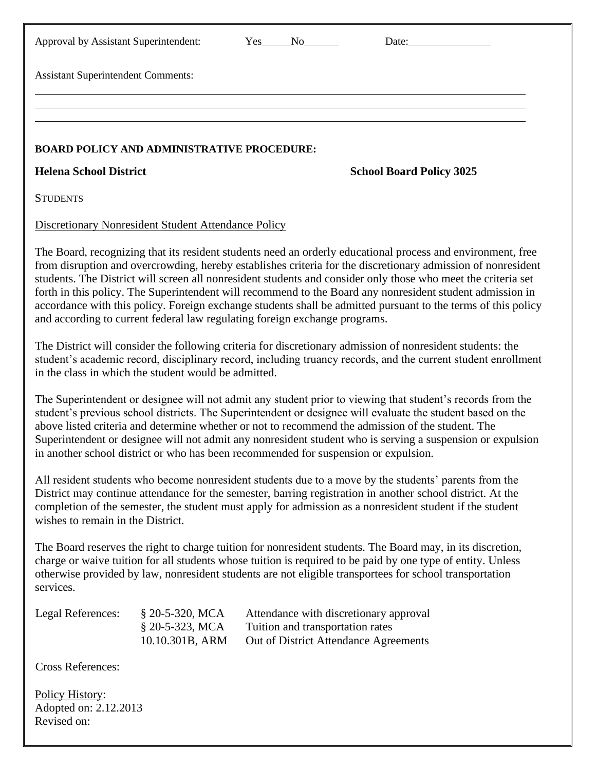Approval by Assistant Superintendent: Yes\_\_\_\_\_No\_\_\_\_\_\_ Date:\_\_\_\_\_\_\_\_\_\_\_\_\_\_\_

Assistant Superintendent Comments:

\_\_\_\_\_\_\_\_\_\_\_\_\_\_\_\_\_\_\_\_\_\_\_\_\_\_\_\_\_\_\_\_\_\_\_\_\_\_\_\_\_\_\_\_\_\_\_\_\_\_\_\_\_\_\_\_\_\_\_\_\_\_\_\_\_\_\_\_\_\_\_\_\_\_\_\_\_\_\_\_\_\_

\_\_\_\_\_\_\_\_\_\_\_\_\_\_\_\_\_\_\_\_\_\_\_\_\_\_\_\_\_\_\_\_\_\_\_\_\_\_\_\_\_\_\_\_\_\_\_\_\_\_\_\_\_\_\_\_\_\_\_\_\_\_\_\_\_\_\_\_\_\_\_\_\_\_\_\_\_\_\_\_\_\_

\_\_\_\_\_\_\_\_\_\_\_\_\_\_\_\_\_\_\_\_\_\_\_\_\_\_\_\_\_\_\_\_\_\_\_\_\_\_\_\_\_\_\_\_\_\_\_\_\_\_\_\_\_\_\_\_\_\_\_\_\_\_\_\_\_\_\_\_\_\_\_\_\_\_\_\_\_\_\_\_\_\_

**BOARD POLICY AND ADMINISTRATIVE PROCEDURE:**

**Helena School District** **School Board Policy 3025**

STUDENTS

Discretionary Nonresident Student Attendance Policy

The Board, recognizing that its resident students need an orderly educational process and environment, free from disruption and overcrowding, hereby establishes criteria for the discretionary admission of nonresident students. The District will screen all nonresident students and consider only those who meet the criteria set forth in this policy. The Superintendent will recommend to the Board any nonresident student admission in accordance with this policy. Foreign exchange students shall be admitted pursuant to the terms of this policy and according to current federal law regulating foreign exchange programs.

The District will consider the following criteria for discretionary admission of nonresident students: the student's academic record, disciplinary record, including truancy records, and the current student enrollment in the class in which the student would be admitted.

The Superintendent or designee will not admit any student prior to viewing that student's records from the student's previous school districts. The Superintendent or designee will evaluate the student based on the above listed criteria and determine whether or not to recommend the admission of the student. The Superintendent or designee will not admit any nonresident student who is serving a suspension or expulsion in another school district or who has been recommended for suspension or expulsion.

All resident students who become nonresident students due to a move by the students' parents from the District may continue attendance for the semester, barring registration in another school district. At the completion of the semester, the student must apply for admission as a nonresident student if the student wishes to remain in the District.

The Board reserves the right to charge tuition for nonresident students. The Board may, in its discretion, charge or waive tuition for all students whose tuition is required to be paid by one type of entity. Unless otherwise provided by law, nonresident students are not eligible transportees for school transportation services.

| Legal References: | § 20-5-320, MCA | Attendance with discretionary approval |
|---|---|---|
| | § 20-5-323, MCA | Tuition and transportation rates |
| | 10.10.301B, ARM | Out of District Attendance Agreements |

Cross References:

Policy History:
Adopted on: 2.12.2013
Revised on: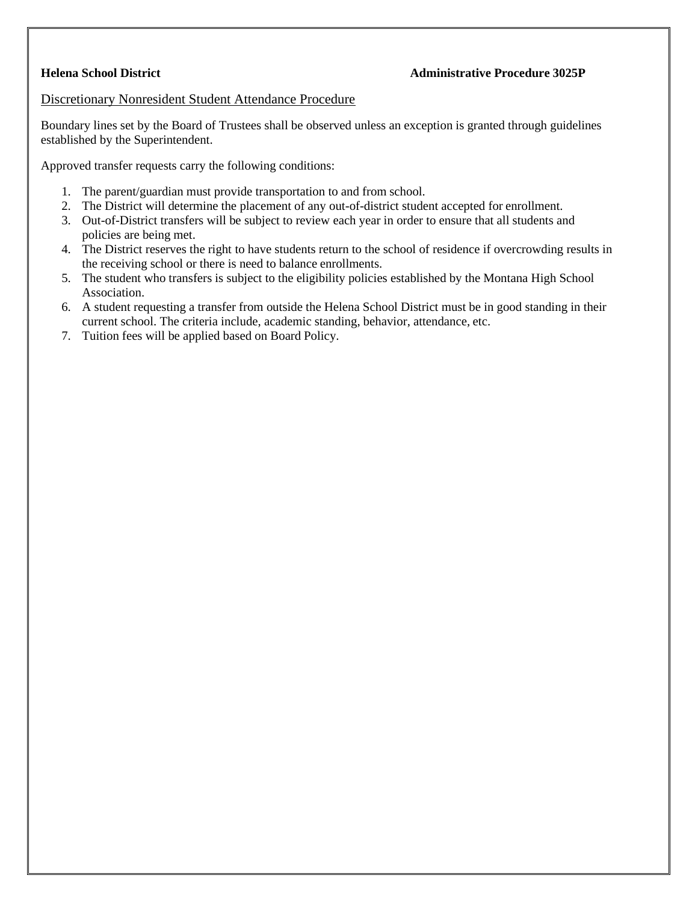**Helena School District** **Administrative Procedure 3025P**

Discretionary Nonresident Student Attendance Procedure

Boundary lines set by the Board of Trustees shall be observed unless an exception is granted through guidelines established by the Superintendent.

Approved transfer requests carry the following conditions:

1. The parent/guardian must provide transportation to and from school.
2. The District will determine the placement of any out-of-district student accepted for enrollment.
3. Out-of-District transfers will be subject to review each year in order to ensure that all students and policies are being met.
4. The District reserves the right to have students return to the school of residence if overcrowding results in the receiving school or there is need to balance enrollments.
5. The student who transfers is subject to the eligibility policies established by the Montana High School Association.
6. A student requesting a transfer from outside the Helena School District must be in good standing in their current school. The criteria include, academic standing, behavior, attendance, etc.
7. Tuition fees will be applied based on Board Policy.